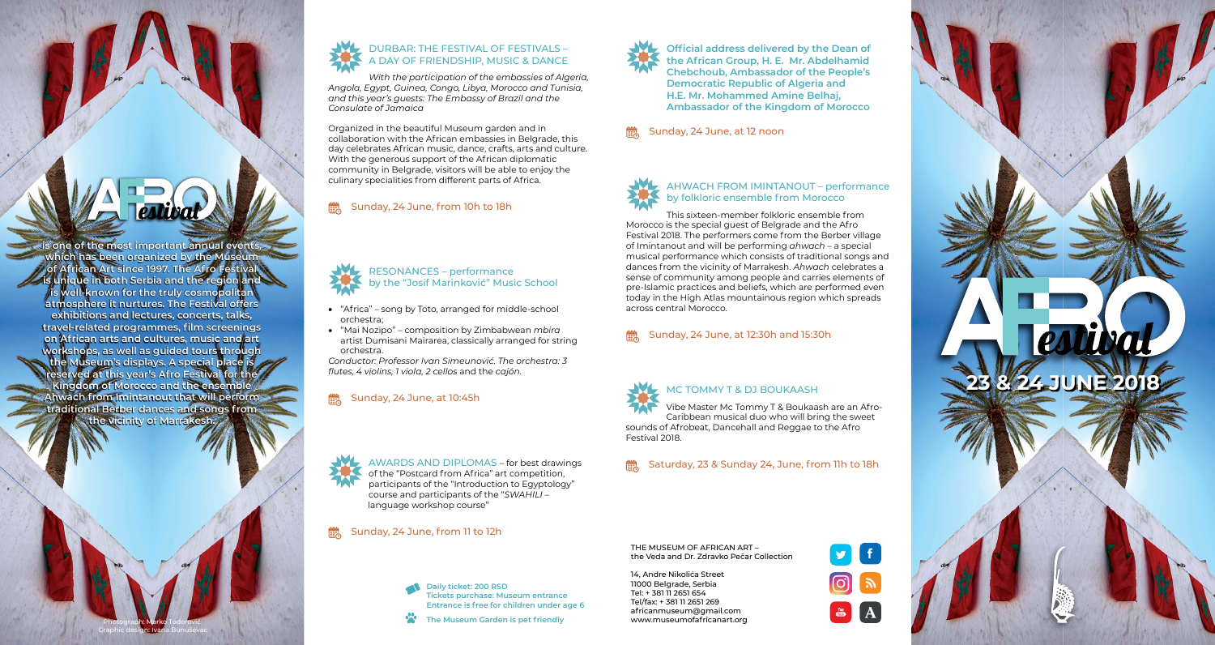# AFRO festival

is one of the most important annual events, which has been organized by the Museum of African Art since 1997. The Afro Festival is unique in both Serbia and the region and is well-known for the truly cosmopolitan atmosphere it nurtures. The Festival offers exhibitions and lectures, concerts, talks, travel-related programmes, film screenings on African arts and cultures, music and art workshops, as well as guided tours through the Museum's displays. A special place is reserved at this year's Afro Festival for the Kingdom of Morocco and the ensemble Ahwach from Imintanout that will perform traditional Berber dances and songs from the vicinity of Marrakesh.

Photograph: Marko Todorović
Graphic design: Ivana Bunuševac

## DURBAR: THE FESTIVAL OF FESTIVALS – A DAY OF FRIENDSHIP, MUSIC & DANCE

*With the participation of the embassies of Algeria, Angola, Egypt, Guinea, Congo, Libya, Morocco and Tunisia, and this year's guests: The Embassy of Brazil and the Consulate of Jamaica*

Organized in the beautiful Museum garden and in collaboration with the African embassies in Belgrade, this day celebrates African music, dance, crafts, arts and culture. With the generous support of the African diplomatic community in Belgrade, visitors will be able to enjoy the culinary specialities from different parts of Africa.

Sunday, 24 June, from 10h to 18h

## RESONANCES – performance by the "Josif Marinković" Music School

- "Africa" – song by Toto, arranged for middle-school orchestra;
- "Mai Nozipo" – composition by Zimbabwean *mbira* artist Dumisani Mairarea, classically arranged for string orchestra.

*Conductor: Professor Ivan Simeunović. The orchestra: 3 flutes, 4 violins, 1 viola, 2 cellos* and the *cajón.*

Sunday, 24 June, at 10:45h

## AWARDS AND DIPLOMAS – for best drawings of the "Postcard from Africa" art competition, participants of the "Introduction to Egyptology" course and participants of the "*SWAHILI* – language workshop course"

Sunday, 24 June, from 11 to 12h

**Daily ticket: 200 RSD**
**Tickets purchase: Museum entrance**
**Entrance is free for children under age 6**

**The Museum Garden is pet friendly**

**Official address delivered by the Dean of the African Group, H. E. Mr. Abdelhamid Chebchoub, Ambassador of the People's Democratic Republic of Algeria and H.E. Mr. Mohammed Amine Belhaj, Ambassador of the Kingdom of Morocco**

Sunday, 24 June, at 12 noon

## AHWACH FROM IMINTANOUT – performance by folkloric ensemble from Morocco

This sixteen-member folkloric ensemble from Morocco is the special guest of Belgrade and the Afro Festival 2018. The performers come from the Berber village of Imintanout and will be performing *ahwach* – a special musical performance which consists of traditional songs and dances from the vicinity of Marrakesh. *Ahwach* celebrates a sense of community among people and carries elements of pre-Islamic practices and beliefs, which are performed even today in the High Atlas mountainous region which spreads across central Morocco.

Sunday, 24 June, at 12:30h and 15:30h

## MC TOMMY T & DJ BOUKAASH

Vibe Master Mc Tommy T & Boukaash are an Afro-Caribbean musical duo who will bring the sweet sounds of Afrobeat, Dancehall and Reggae to the Afro Festival 2018.

Saturday, 23 & Sunday 24, June, from 11h to 18h

THE MUSEUM OF AFRICAN ART –
the Veda and Dr. Zdravko Pečar Collection

14, Andre Nikolića Street
11000 Belgrade, Serbia
Tel: + 381 11 2651 654
Tel/fax: + 381 11 2651 269
africanmuseum@gmail.com
www.museumofafricanart.org

# AFRO festival

## 23 & 24 JUNE 2018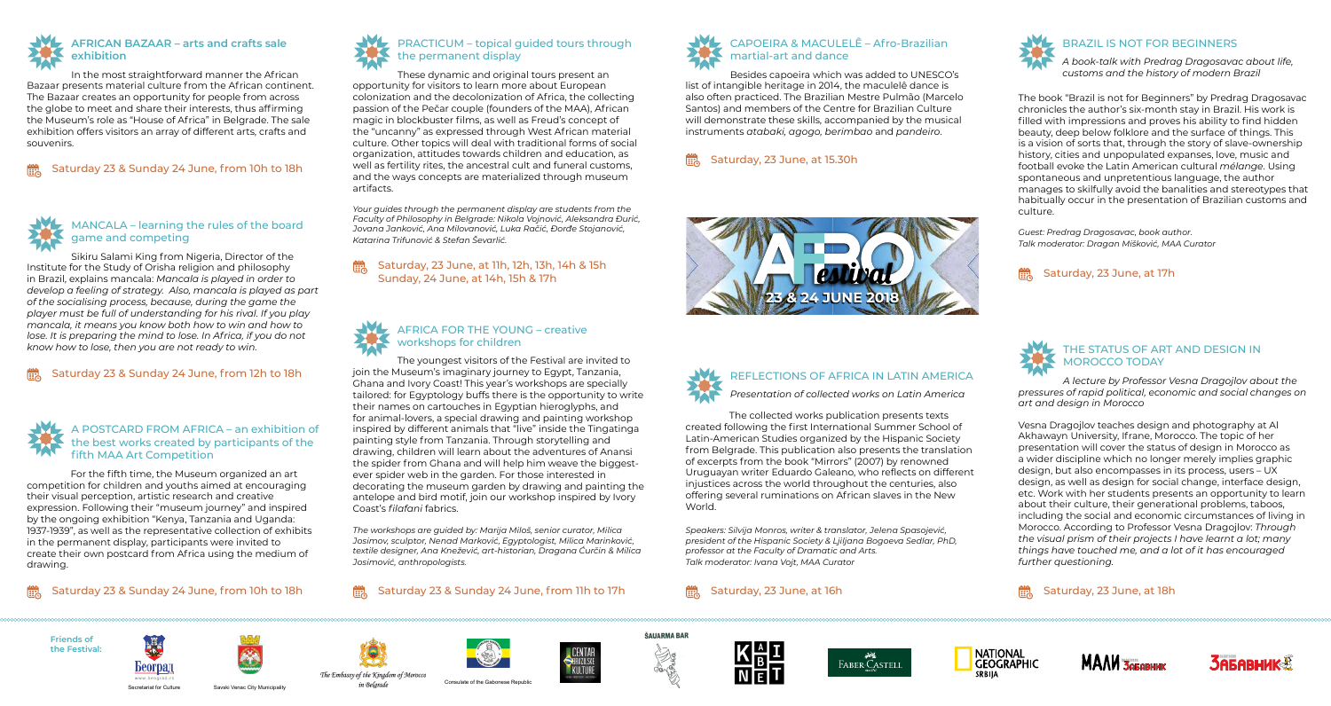## AFRICAN BAZAAR – arts and crafts sale exhibition

In the most straightforward manner the African Bazaar presents material culture from the African continent. The Bazaar creates an opportunity for people from across the globe to meet and share their interests, thus affirming the Museum's role as "House of Africa" in Belgrade. The sale exhibition offers visitors an array of different arts, crafts and souvenirs.

Saturday 23 & Sunday 24 June, from 10h to 18h

## MANCALA – learning the rules of the board game and competing

Sikiru Salami King from Nigeria, Director of the Institute for the Study of Orisha religion and philosophy in Brazil, explains mancala: *Mancala is played in order to develop a feeling of strategy. Also, mancala is played as part of the socialising process, because, during the game the player must be full of understanding for his rival. If you play mancala, it means you know both how to win and how to lose. It is preparing the mind to lose. In Africa, if you do not know how to lose, then you are not ready to win.*

Saturday 23 & Sunday 24 June, from 12h to 18h

## A POSTCARD FROM AFRICA – an exhibition of the best works created by participants of the fifth MAA Art Competition

For the fifth time, the Museum organized an art competition for children and youths aimed at encouraging their visual perception, artistic research and creative expression. Following their "museum journey" and inspired by the ongoing exhibition "Kenya, Tanzania and Uganda: 1937-1939", as well as the representative collection of exhibits in the permanent display, participants were invited to create their own postcard from Africa using the medium of drawing.

Saturday 23 & Sunday 24 June, from 10h to 18h

## PRACTICUM – topical guided tours through the permanent display

These dynamic and original tours present an opportunity for visitors to learn more about European colonization and the decolonization of Africa, the collecting passion of the Pečar couple (founders of the MAA), African magic in blockbuster films, as well as Freud's concept of the "uncanny" as expressed through West African material culture. Other topics will deal with traditional forms of social organization, attitudes towards children and education, as well as fertility rites, the ancestral cult and funeral customs, and the ways concepts are materialized through museum artifacts.

*Your guides through the permanent display are students from the Faculty of Philosophy in Belgrade: Nikola Vojnović, Aleksandra Đurić, Jovana Janković, Ana Milovanović, Luka Račić, Đorđe Stojanović, Katarina Trifunović & Stefan Ševarlić.*

Saturday, 23 June, at 11h, 12h, 13h, 14h & 15h
Sunday, 24 June, at 14h, 15h & 17h

## AFRICA FOR THE YOUNG – creative workshops for children

The youngest visitors of the Festival are invited to join the Museum's imaginary journey to Egypt, Tanzania, Ghana and Ivory Coast! This year's workshops are specially tailored: for Egyptology buffs there is the opportunity to write their names on cartouches in Egyptian hieroglyphs, and for animal-lovers, a special drawing and painting workshop inspired by different animals that "live" inside the Tingatinga painting style from Tanzania. Through storytelling and drawing, children will learn about the adventures of Anansi the spider from Ghana and will help him weave the biggest-ever spider web in the garden. For those interested in decorating the museum garden by drawing and painting the antelope and bird motif, join our workshop inspired by Ivory Coast's *filafani* fabrics.

*The workshops are guided by: Marija Miloš, senior curator, Milica Josimov, sculptor, Nenad Marković, Egyptologist, Milica Marinković, textile designer, Ana Knežević, art-historian, Dragana Čurčin & Milica Josimović, anthropologists.*

Saturday 23 & Sunday 24 June, from 11h to 17h

## CAPOEIRA & MACULELÊ – Afro-Brazilian martial-art and dance

Besides capoeira which was added to UNESCO's list of intangible heritage in 2014, the maculelê dance is also often practiced. The Brazilian Mestre Pulmão (Marcelo Santos) and members of the Centre for Brazilian Culture will demonstrate these skills, accompanied by the musical instruments *atabaki, agogo, berimbao* and *pandeiro*.

Saturday, 23 June, at 15.30h

Afro Festival
23 & 24 JUNE 2018

## REFLECTIONS OF AFRICA IN LATIN AMERICA

*Presentation of collected works on Latin America*

The collected works publication presents texts created following the first International Summer School of Latin-American Studies organized by the Hispanic Society from Belgrade. This publication also presents the translation of excerpts from the book "Mirrors" (2007) by renowned Uruguayan writer Eduardo Galeano, who reflects on different injustices across the world throughout the centuries, also offering several ruminations on African slaves in the New World.

*Speakers: Silvija Monros, writer & translator, Jelena Spasojević, president of the Hispanic Society & Ljiljana Bogoeva Sedlar, PhD, professor at the Faculty of Dramatic and Arts. Talk moderator: Ivana Vojt, MAA Curator*

Saturday, 23 June, at 16h

## BRAZIL IS NOT FOR BEGINNERS

*A book-talk with Predrag Dragosavac about life, customs and the history of modern Brazil*

The book "Brazil is not for Beginners" by Predrag Dragosavac chronicles the author's six-month stay in Brazil. His work is filled with impressions and proves his ability to find hidden beauty, deep below folklore and the surface of things. This is a vision of sorts that, through the story of slave-ownership history, cities and unpopulated expanses, love, music and football evoke the Latin American cultural *mélange*. Using spontaneous and unpretentious language, the author manages to skilfully avoid the banalities and stereotypes that habitually occur in the presentation of Brazilian customs and culture.

*Guest: Predrag Dragosavac, book author. Talk moderator: Dragan Mišković, MAA Curator*

Saturday, 23 June, at 17h

## THE STATUS OF ART AND DESIGN IN MOROCCO TODAY

*A lecture by Professor Vesna Dragojlov about the pressures of rapid political, economic and social changes on art and design in Morocco*

Vesna Dragojlov teaches design and photography at Al Akhawayn University, Ifrane, Morocco. The topic of her presentation will cover the status of design in Morocco as a wider discipline which no longer merely implies graphic design, but also encompasses in its process, users – UX design, as well as design for social change, interface design, etc. Work with her students presents an opportunity to learn about their culture, their generational problems, taboos, including the social and economic circumstances of living in Morocco. According to Professor Vesna Dragojlov: *Through the visual prism of their projects I have learnt a lot; many things have touched me, and a lot of it has encouraged further questioning.*

Saturday, 23 June, at 18h

Friends of the Festival:

Београд www.beograd.rs Secretariat for Culture

Savski Venac City Municipality

The Embassy of the Kingdom of Morocco in Belgrade

Consulate of the Gabonese Republic

CENTAR BRAZILSKE KULTURE

ŠAUARMA BAR

KAI BNET

FABER-CASTELL

NATIONAL GEOGRAPHIC SRBIJA

МАЛИ ЗАБАВНИК

ЗАБАВНИК